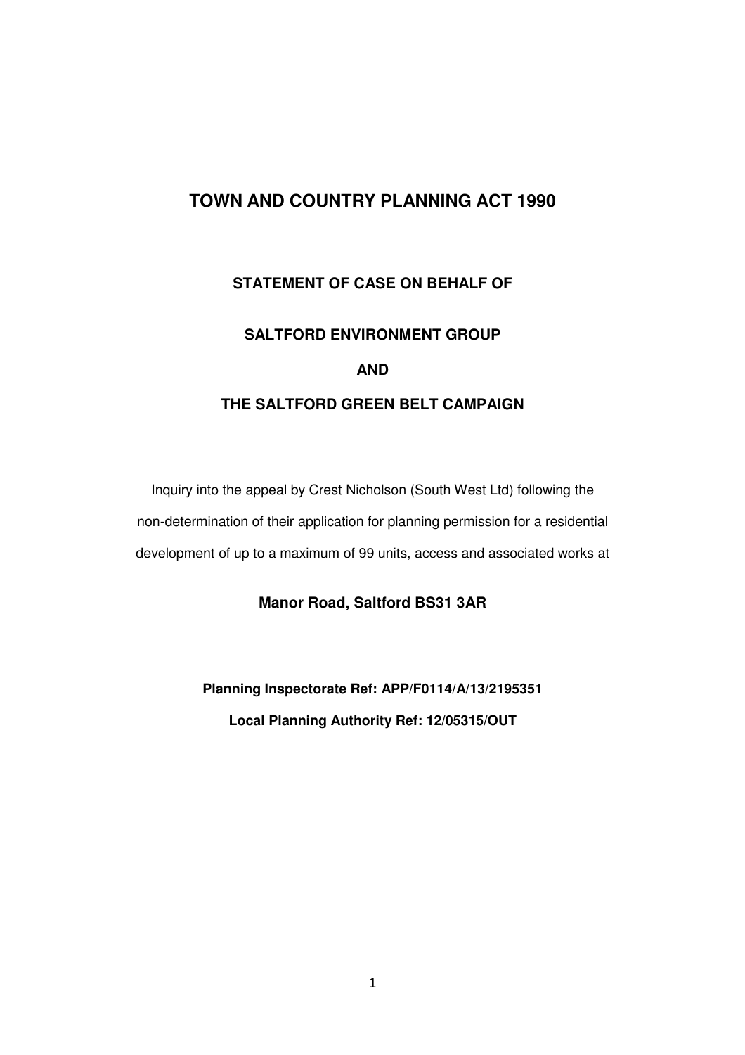# TOWN AND COUNTRY PLANNING ACT 1990

## STATEMENT OF CASE ON BEHALF OF

## SALTFORD ENVIRONMENT GROUP

## AND

## THE SALTFORD GREEN BELT CAMPAIGN

Inquiry into the appeal by Crest Nicholson (South West Ltd) following the non-determination of their application for planning permission for a residential development of up to a maximum of 99 units, access and associated works at

**Manor Road, Saltford BS31 3AR**

**Planning Inspectorate Ref: APP/F0114/A/13/2195351**

**Local Planning Authority Ref: 12/05315/OUT**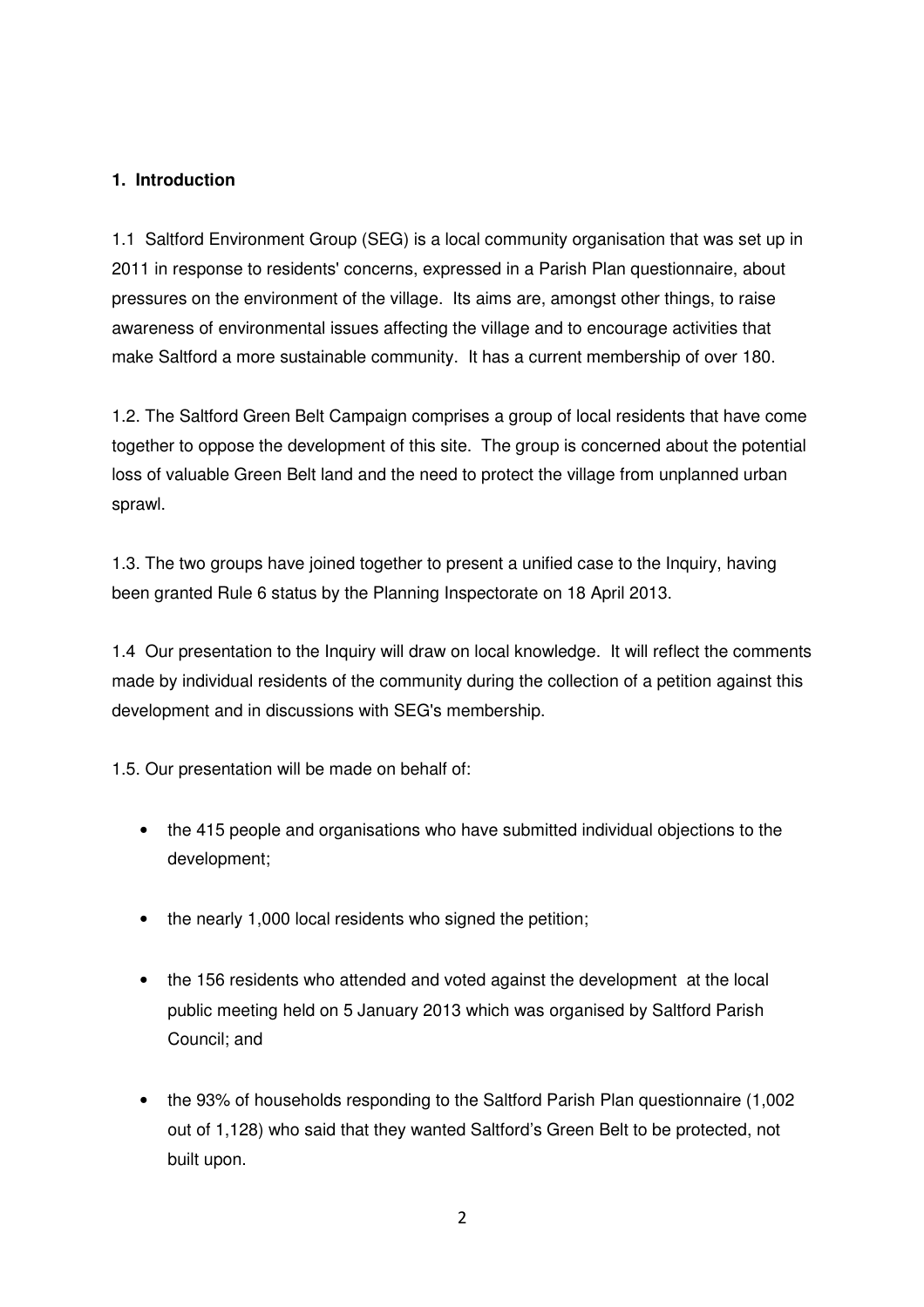## 1. Introduction

1.1 Saltford Environment Group (SEG) is a local community organisation that was set up in 2011 in response to residents' concerns, expressed in a Parish Plan questionnaire, about pressures on the environment of the village. Its aims are, amongst other things, to raise awareness of environmental issues affecting the village and to encourage activities that make Saltford a more sustainable community. It has a current membership of over 180.

1.2. The Saltford Green Belt Campaign comprises a group of local residents that have come together to oppose the development of this site. The group is concerned about the potential loss of valuable Green Belt land and the need to protect the village from unplanned urban sprawl.

1.3. The two groups have joined together to present a unified case to the Inquiry, having been granted Rule 6 status by the Planning Inspectorate on 18 April 2013.

1.4 Our presentation to the Inquiry will draw on local knowledge. It will reflect the comments made by individual residents of the community during the collection of a petition against this development and in discussions with SEG's membership.

1.5. Our presentation will be made on behalf of:

- the 415 people and organisations who have submitted individual objections to the development;
- the nearly 1,000 local residents who signed the petition;
- the 156 residents who attended and voted against the development at the local public meeting held on 5 January 2013 which was organised by Saltford Parish Council; and
- the 93% of households responding to the Saltford Parish Plan questionnaire (1,002 out of 1,128) who said that they wanted Saltford's Green Belt to be protected, not built upon.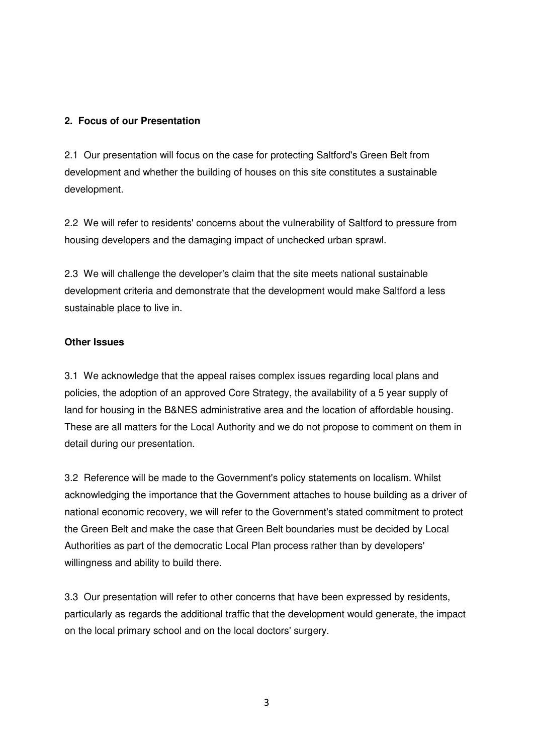## 2. Focus of our Presentation

2.1 Our presentation will focus on the case for protecting Saltford's Green Belt from development and whether the building of houses on this site constitutes a sustainable development.

2.2 We will refer to residents' concerns about the vulnerability of Saltford to pressure from housing developers and the damaging impact of unchecked urban sprawl.

2.3 We will challenge the developer's claim that the site meets national sustainable development criteria and demonstrate that the development would make Saltford a less sustainable place to live in.

## Other Issues

3.1 We acknowledge that the appeal raises complex issues regarding local plans and policies, the adoption of an approved Core Strategy, the availability of a 5 year supply of land for housing in the B&NES administrative area and the location of affordable housing. These are all matters for the Local Authority and we do not propose to comment on them in detail during our presentation.

3.2 Reference will be made to the Government's policy statements on localism. Whilst acknowledging the importance that the Government attaches to house building as a driver of national economic recovery, we will refer to the Government's stated commitment to protect the Green Belt and make the case that Green Belt boundaries must be decided by Local Authorities as part of the democratic Local Plan process rather than by developers' willingness and ability to build there.

3.3 Our presentation will refer to other concerns that have been expressed by residents, particularly as regards the additional traffic that the development would generate, the impact on the local primary school and on the local doctors' surgery.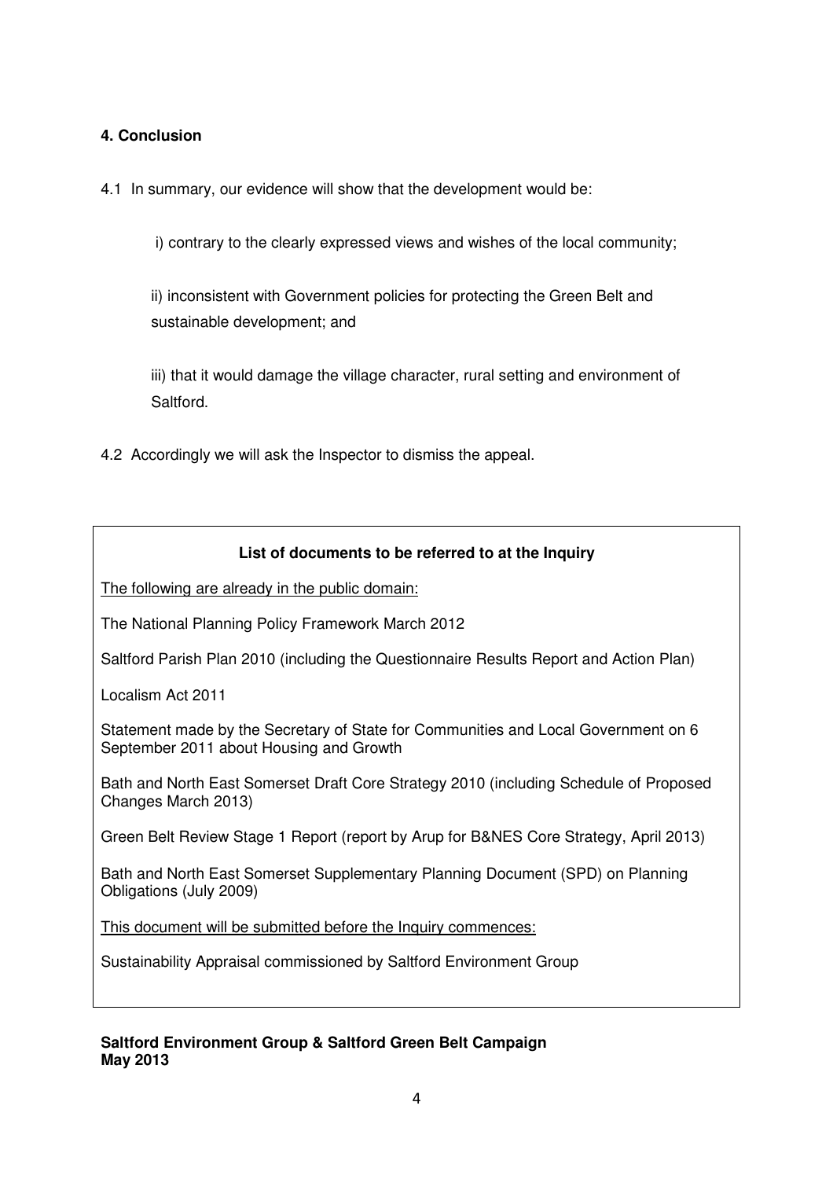#### 4. Conclusion

4.1 In summary, our evidence will show that the development would be:

i) contrary to the clearly expressed views and wishes of the local community;

ii) inconsistent with Government policies for protecting the Green Belt and sustainable development; and

iii) that it would damage the village character, rural setting and environment of Saltford.

4.2 Accordingly we will ask the Inspector to dismiss the appeal.

**List of documents to be referred to at the Inquiry**

The following are already in the public domain:

The National Planning Policy Framework March 2012

Saltford Parish Plan 2010 (including the Questionnaire Results Report and Action Plan)

Localism Act 2011

Statement made by the Secretary of State for Communities and Local Government on 6 September 2011 about Housing and Growth

Bath and North East Somerset Draft Core Strategy 2010 (including Schedule of Proposed Changes March 2013)

Green Belt Review Stage 1 Report (report by Arup for B&NES Core Strategy, April 2013)

Bath and North East Somerset Supplementary Planning Document (SPD) on Planning Obligations (July 2009)

This document will be submitted before the Inquiry commences:

Sustainability Appraisal commissioned by Saltford Environment Group

**Saltford Environment Group & Saltford Green Belt Campaign**
**May 2013**